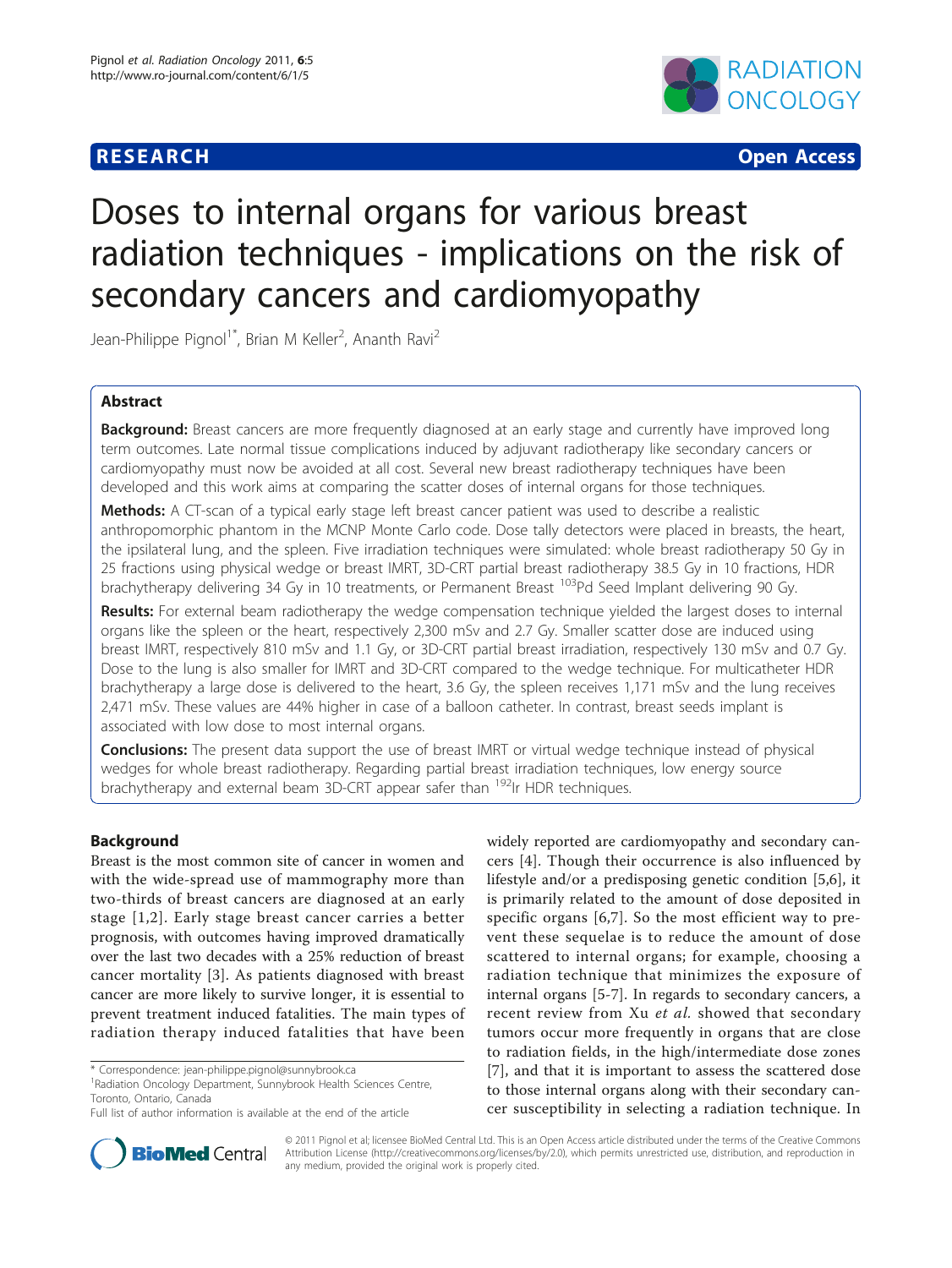**RESEARCH** **Open Access**

# Doses to internal organs for various breast radiation techniques - implications on the risk of secondary cancers and cardiomyopathy

Jean-Philippe Pignol[1*], Brian M Keller[2], Ananth Ravi[2]

## Abstract

**Background:** Breast cancers are more frequently diagnosed at an early stage and currently have improved long term outcomes. Late normal tissue complications induced by adjuvant radiotherapy like secondary cancers or cardiomyopathy must now be avoided at all cost. Several new breast radiotherapy techniques have been developed and this work aims at comparing the scatter doses of internal organs for those techniques.

**Methods:** A CT-scan of a typical early stage left breast cancer patient was used to describe a realistic anthropomorphic phantom in the MCNP Monte Carlo code. Dose tally detectors were placed in breasts, the heart, the ipsilateral lung, and the spleen. Five irradiation techniques were simulated: whole breast radiotherapy 50 Gy in 25 fractions using physical wedge or breast IMRT, 3D-CRT partial breast radiotherapy 38.5 Gy in 10 fractions, HDR brachytherapy delivering 34 Gy in 10 treatments, or Permanent Breast $^{103}$Pd Seed Implant delivering 90 Gy.

**Results:** For external beam radiotherapy the wedge compensation technique yielded the largest doses to internal organs like the spleen or the heart, respectively 2,300 mSv and 2.7 Gy. Smaller scatter dose are induced using breast IMRT, respectively 810 mSv and 1.1 Gy, or 3D-CRT partial breast irradiation, respectively 130 mSv and 0.7 Gy. Dose to the lung is also smaller for IMRT and 3D-CRT compared to the wedge technique. For multicatheter HDR brachytherapy a large dose is delivered to the heart, 3.6 Gy, the spleen receives 1,171 mSv and the lung receives 2,471 mSv. These values are 44% higher in case of a balloon catheter. In contrast, breast seeds implant is associated with low dose to most internal organs.

**Conclusions:** The present data support the use of breast IMRT or virtual wedge technique instead of physical wedges for whole breast radiotherapy. Regarding partial breast irradiation techniques, low energy source brachytherapy and external beam 3D-CRT appear safer than $^{192}$Ir HDR techniques.

## Background

Breast is the most common site of cancer in women and with the wide-spread use of mammography more than two-thirds of breast cancers are diagnosed at an early stage [1,2]. Early stage breast cancer carries a better prognosis, with outcomes having improved dramatically over the last two decades with a 25% reduction of breast cancer mortality [3]. As patients diagnosed with breast cancer are more likely to survive longer, it is essential to prevent treatment induced fatalities. The main types of radiation therapy induced fatalities that have been widely reported are cardiomyopathy and secondary cancers [4]. Though their occurrence is also influenced by lifestyle and/or a predisposing genetic condition [5,6], it is primarily related to the amount of dose deposited in specific organs [6,7]. So the most efficient way to prevent these sequelae is to reduce the amount of dose scattered to internal organs; for example, choosing a radiation technique that minimizes the exposure of internal organs [5-7]. In regards to secondary cancers, a recent review from Xu *et al.* showed that secondary tumors occur more frequently in organs that are close to radiation fields, in the high/intermediate dose zones [7], and that it is important to assess the scattered dose to those internal organs along with their secondary cancer susceptibility in selecting a radiation technique. In

\* Correspondence: jean-philippe.pignol@sunnybrook.ca
[1]Radiation Oncology Department, Sunnybrook Health Sciences Centre, Toronto, Ontario, Canada
Full list of author information is available at the end of the article

© 2011 Pignol et al; licensee BioMed Central Ltd. This is an Open Access article distributed under the terms of the Creative Commons Attribution License (http://creativecommons.org/licenses/by/2.0), which permits unrestricted use, distribution, and reproduction in any medium, provided the original work is properly cited.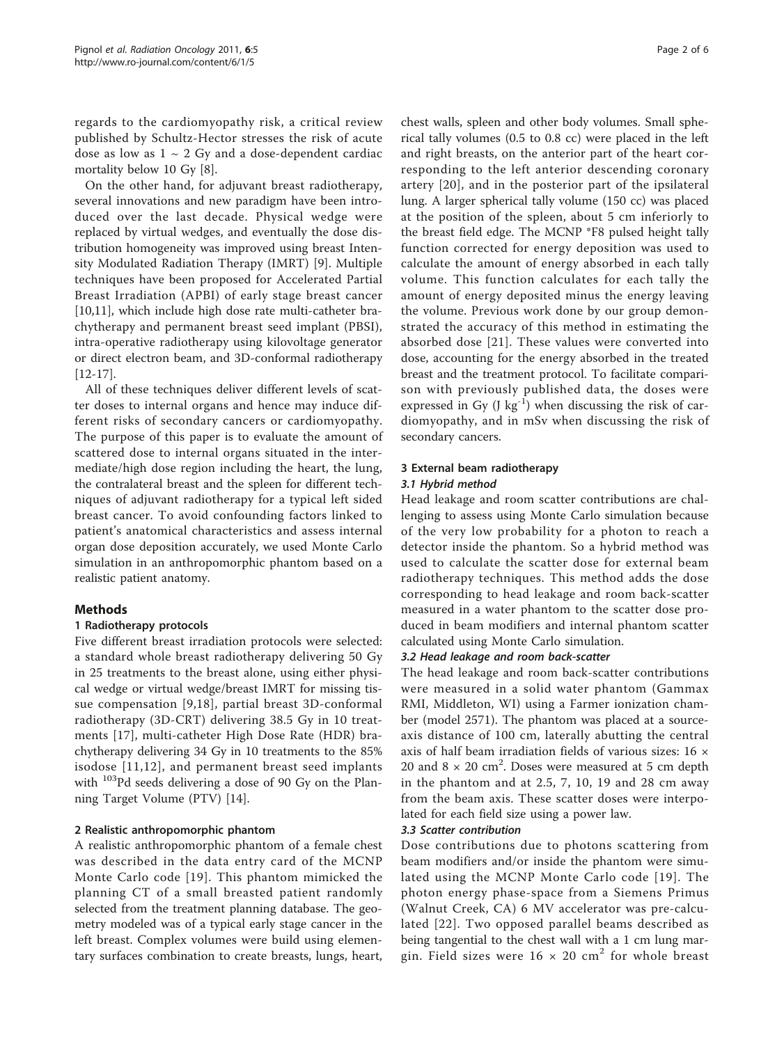regards to the cardiomyopathy risk, a critical review published by Schultz-Hector stresses the risk of acute dose as low as 1 ~ 2 Gy and a dose-dependent cardiac mortality below 10 Gy [8].

On the other hand, for adjuvant breast radiotherapy, several innovations and new paradigm have been introduced over the last decade. Physical wedge were replaced by virtual wedges, and eventually the dose distribution homogeneity was improved using breast Intensity Modulated Radiation Therapy (IMRT) [9]. Multiple techniques have been proposed for Accelerated Partial Breast Irradiation (APBI) of early stage breast cancer [10,11], which include high dose rate multi-catheter brachytherapy and permanent breast seed implant (PBSI), intra-operative radiotherapy using kilovoltage generator or direct electron beam, and 3D-conformal radiotherapy [12-17].

All of these techniques deliver different levels of scatter doses to internal organs and hence may induce different risks of secondary cancers or cardiomyopathy. The purpose of this paper is to evaluate the amount of scattered dose to internal organs situated in the intermediate/high dose region including the heart, the lung, the contralateral breast and the spleen for different techniques of adjuvant radiotherapy for a typical left sided breast cancer. To avoid confounding factors linked to patient's anatomical characteristics and assess internal organ dose deposition accurately, we used Monte Carlo simulation in an anthropomorphic phantom based on a realistic patient anatomy.

## Methods

### 1 Radiotherapy protocols

Five different breast irradiation protocols were selected: a standard whole breast radiotherapy delivering 50 Gy in 25 treatments to the breast alone, using either physical wedge or virtual wedge/breast IMRT for missing tissue compensation [9,18], partial breast 3D-conformal radiotherapy (3D-CRT) delivering 38.5 Gy in 10 treatments [17], multi-catheter High Dose Rate (HDR) brachytherapy delivering 34 Gy in 10 treatments to the 85% isodose [11,12], and permanent breast seed implants with $^{103}$Pd seeds delivering a dose of 90 Gy on the Planning Target Volume (PTV) [14].

### 2 Realistic anthropomorphic phantom

A realistic anthropomorphic phantom of a female chest was described in the data entry card of the MCNP Monte Carlo code [19]. This phantom mimicked the planning CT of a small breasted patient randomly selected from the treatment planning database. The geometry modeled was of a typical early stage cancer in the left breast. Complex volumes were build using elementary surfaces combination to create breasts, lungs, heart, chest walls, spleen and other body volumes. Small spherical tally volumes (0.5 to 0.8 cc) were placed in the left and right breasts, on the anterior part of the heart corresponding to the left anterior descending coronary artery [20], and in the posterior part of the ipsilateral lung. A larger spherical tally volume (150 cc) was placed at the position of the spleen, about 5 cm inferiorly to the breast field edge. The MCNP *F8 pulsed height tally function corrected for energy deposition was used to calculate the amount of energy absorbed in each tally volume. This function calculates for each tally the amount of energy deposited minus the energy leaving the volume. Previous work done by our group demonstrated the accuracy of this method in estimating the absorbed dose [21]. These values were converted into dose, accounting for the energy absorbed in the treated breast and the treatment protocol. To facilitate comparison with previously published data, the doses were expressed in Gy (J kg$^{-1}$) when discussing the risk of cardiomyopathy, and in mSv when discussing the risk of secondary cancers.

### 3 External beam radiotherapy

#### 3.1 Hybrid method

Head leakage and room scatter contributions are challenging to assess using Monte Carlo simulation because of the very low probability for a photon to reach a detector inside the phantom. So a hybrid method was used to calculate the scatter dose for external beam radiotherapy techniques. This method adds the dose corresponding to head leakage and room back-scatter measured in a water phantom to the scatter dose produced in beam modifiers and internal phantom scatter calculated using Monte Carlo simulation.

#### 3.2 Head leakage and room back-scatter

The head leakage and room back-scatter contributions were measured in a solid water phantom (Gammax RMI, Middleton, WI) using a Farmer ionization chamber (model 2571). The phantom was placed at a source-axis distance of 100 cm, laterally abutting the central axis of half beam irradiation fields of various sizes: 16 × 20 and 8 × 20 cm$^2$. Doses were measured at 5 cm depth in the phantom and at 2.5, 7, 10, 19 and 28 cm away from the beam axis. These scatter doses were interpolated for each field size using a power law.

#### 3.3 Scatter contribution

Dose contributions due to photons scattering from beam modifiers and/or inside the phantom were simulated using the MCNP Monte Carlo code [19]. The photon energy phase-space from a Siemens Primus (Walnut Creek, CA) 6 MV accelerator was pre-calculated [22]. Two opposed parallel beams described as being tangential to the chest wall with a 1 cm lung margin. Field sizes were 16 × 20 cm$^2$ for whole breast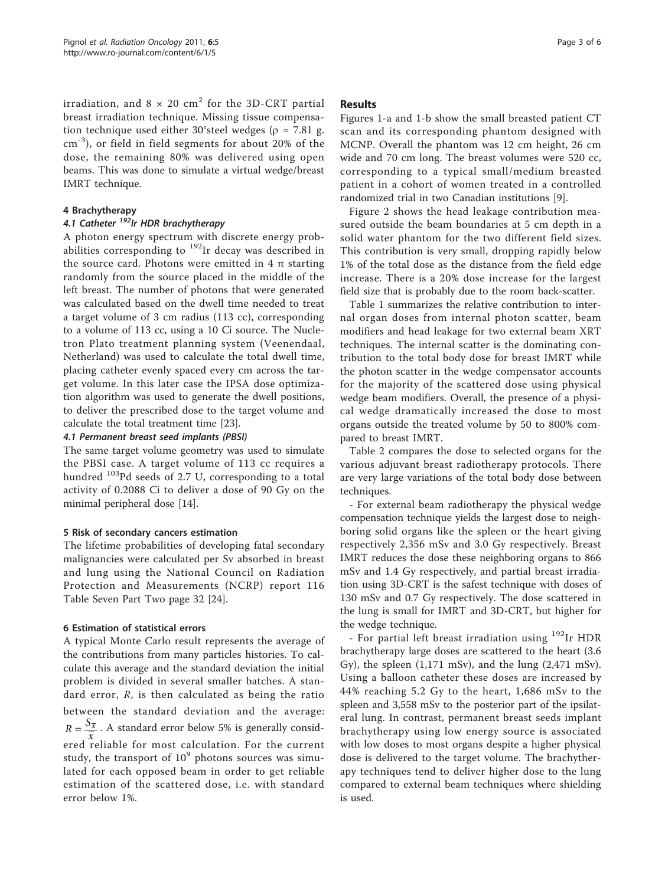irradiation, and $8 \times 20$ cm$^2$ for the 3D-CRT partial breast irradiation technique. Missing tissue compensation technique used either 30°steel wedges ($\rho$ = 7.81 g. cm$^{-3}$), or field in field segments for about 20% of the dose, the remaining 80% was delivered using open beams. This was done to simulate a virtual wedge/breast IMRT technique.

#### 4 Brachytherapy

##### 4.1 Catheter $^{192}$Ir HDR brachytherapy

A photon energy spectrum with discrete energy probabilities corresponding to $^{192}$Ir decay was described in the source card. Photons were emitted in 4 $\pi$ starting randomly from the source placed in the middle of the left breast. The number of photons that were generated was calculated based on the dwell time needed to treat a target volume of 3 cm radius (113 cc), corresponding to a volume of 113 cc, using a 10 Ci source. The Nucletron Plato treatment planning system (Veenendaal, Netherland) was used to calculate the total dwell time, placing catheter evenly spaced every cm across the target volume. In this later case the IPSA dose optimization algorithm was used to generate the dwell positions, to deliver the prescribed dose to the target volume and calculate the total treatment time [23].

##### 4.1 Permanent breast seed implants (PBSI)

The same target volume geometry was used to simulate the PBSI case. A target volume of 113 cc requires a hundred $^{103}$Pd seeds of 2.7 U, corresponding to a total activity of 0.2088 Ci to deliver a dose of 90 Gy on the minimal peripheral dose [14].

#### 5 Risk of secondary cancers estimation

The lifetime probabilities of developing fatal secondary malignancies were calculated per Sv absorbed in breast and lung using the National Council on Radiation Protection and Measurements (NCRP) report 116 Table Seven Part Two page 32 [24].

#### 6 Estimation of statistical errors

A typical Monte Carlo result represents the average of the contributions from many particles histories. To calculate this average and the standard deviation the initial problem is divided in several smaller batches. A standard error, $R$, is then calculated as being the ratio between the standard deviation and the average: $R = \frac{S_{\bar{x}}}{\bar{x}}$. A standard error below 5% is generally considered reliable for most calculation. For the current study, the transport of $10^9$ photons sources was simulated for each opposed beam in order to get reliable estimation of the scattered dose, i.e. with standard error below 1%.

## Results

Figures 1-a and 1-b show the small breasted patient CT scan and its corresponding phantom designed with MCNP. Overall the phantom was 12 cm height, 26 cm wide and 70 cm long. The breast volumes were 520 cc, corresponding to a typical small/medium breasted patient in a cohort of women treated in a controlled randomized trial in two Canadian institutions [9].

Figure 2 shows the head leakage contribution measured outside the beam boundaries at 5 cm depth in a solid water phantom for the two different field sizes. This contribution is very small, dropping rapidly below 1% of the total dose as the distance from the field edge increase. There is a 20% dose increase for the largest field size that is probably due to the room back-scatter.

Table 1 summarizes the relative contribution to internal organ doses from internal photon scatter, beam modifiers and head leakage for two external beam XRT techniques. The internal scatter is the dominating contribution to the total body dose for breast IMRT while the photon scatter in the wedge compensator accounts for the majority of the scattered dose using physical wedge beam modifiers. Overall, the presence of a physical wedge dramatically increased the dose to most organs outside the treated volume by 50 to 800% compared to breast IMRT.

Table 2 compares the dose to selected organs for the various adjuvant breast radiotherapy protocols. There are very large variations of the total body dose between techniques.

- For external beam radiotherapy the physical wedge compensation technique yields the largest dose to neighboring solid organs like the spleen or the heart giving respectively 2,356 mSv and 3.0 Gy respectively. Breast IMRT reduces the dose these neighboring organs to 866 mSv and 1.4 Gy respectively, and partial breast irradiation using 3D-CRT is the safest technique with doses of 130 mSv and 0.7 Gy respectively. The dose scattered in the lung is small for IMRT and 3D-CRT, but higher for the wedge technique.

- For partial left breast irradiation using $^{192}$Ir HDR brachytherapy large doses are scattered to the heart (3.6 Gy), the spleen (1,171 mSv), and the lung (2,471 mSv). Using a balloon catheter these doses are increased by 44% reaching 5.2 Gy to the heart, 1,686 mSv to the spleen and 3,558 mSv to the posterior part of the ipsilateral lung. In contrast, permanent breast seeds implant brachytherapy using low energy source is associated with low doses to most organs despite a higher physical dose is delivered to the target volume. The brachytherapy techniques tend to deliver higher dose to the lung compared to external beam techniques where shielding is used.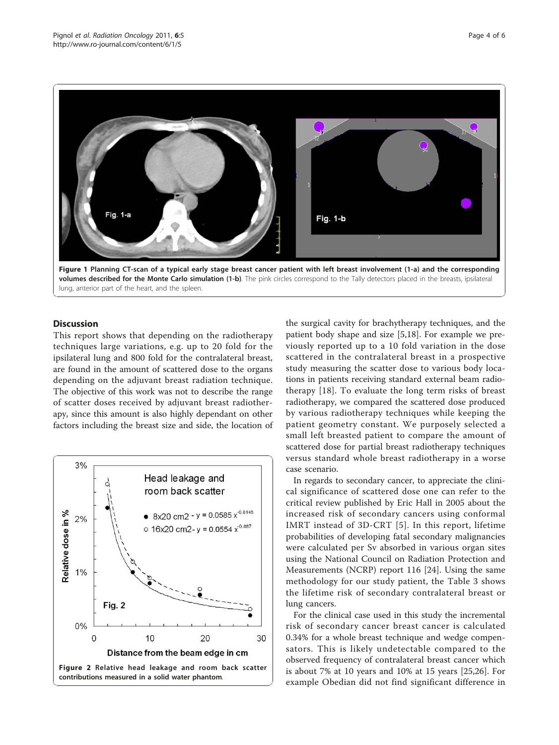Figure 1 Planning CT-scan of a typical early stage breast cancer patient with left breast involvement (1-a) and the corresponding volumes described for the Monte Carlo simulation (1-b). The pink circles correspond to the Tally detectors placed in the breasts, ipsilateral lung, anterior part of the heart, and the spleen.

## Discussion

This report shows that depending on the radiotherapy techniques large variations, e.g. up to 20 fold for the ipsilateral lung and 800 fold for the contralateral breast, are found in the amount of scattered dose to the organs depending on the adjuvant breast radiation technique. The objective of this work was not to describe the range of scatter doses received by adjuvant breast radiotherapy, since this amount is also highly dependant on other factors including the breast size and side, the location of the surgical cavity for brachytherapy techniques, and the patient body shape and size [5,18]. For example we previously reported up to a 10 fold variation in the dose scattered in the contralateral breast in a prospective study measuring the scatter dose to various body locations in patients receiving standard external beam radiotherapy [18]. To evaluate the long term risks of breast radiotherapy, we compared the scattered dose produced by various radiotherapy techniques while keeping the patient geometry constant. We purposely selected a small left breasted patient to compare the amount of scattered dose for partial breast radiotherapy techniques versus standard whole breast radiotherapy in a worse case scenario.

Figure 2 Relative head leakage and room back scatter contributions measured in a solid water phantom.

In regards to secondary cancer, to appreciate the clinical significance of scattered dose one can refer to the critical review published by Eric Hall in 2005 about the increased risk of secondary cancers using conformal IMRT instead of 3D-CRT [5]. In this report, lifetime probabilities of developing fatal secondary malignancies were calculated per Sv absorbed in various organ sites using the National Council on Radiation Protection and Measurements (NCRP) report 116 [24]. Using the same methodology for our study patient, the Table 3 shows the lifetime risk of secondary contralateral breast or lung cancers.

For the clinical case used in this study the incremental risk of secondary cancer breast cancer is calculated 0.34% for a whole breast technique and wedge compensators. This is likely undetectable compared to the observed frequency of contralateral breast cancer which is about 7% at 10 years and 10% at 15 years [25,26]. For example Obedian did not find significant difference in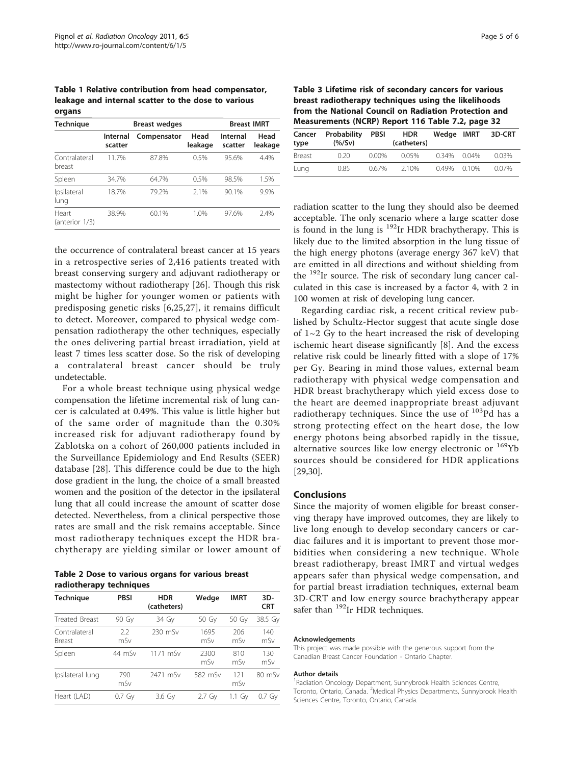**Table 1 Relative contribution from head compensator, leakage and internal scatter to the dose to various organs**

| Technique | Breast wedges | | | Breast IMRT | |
|---|---|---|---|---|---|
| | Internal scatter | Compensator | Head leakage | Internal scatter | Head leakage |
| Contralateral breast | 11.7% | 87.8% | 0.5% | 95.6% | 4.4% |
| Spleen | 34.7% | 64.7% | 0.5% | 98.5% | 1.5% |
| Ipsilateral lung | 18.7% | 79.2% | 2.1% | 90.1% | 9.9% |
| Heart (anterior 1/3) | 38.9% | 60.1% | 1.0% | 97.6% | 2.4% |

the occurrence of contralateral breast cancer at 15 years in a retrospective series of 2,416 patients treated with breast conserving surgery and adjuvant radiotherapy or mastectomy without radiotherapy [26]. Though this risk might be higher for younger women or patients with predisposing genetic risks [6,25,27], it remains difficult to detect. Moreover, compared to physical wedge compensation radiotherapy the other techniques, especially the ones delivering partial breast irradiation, yield at least 7 times less scatter dose. So the risk of developing a contralateral breast cancer should be truly undetectable.

For a whole breast technique using physical wedge compensation the lifetime incremental risk of lung cancer is calculated at 0.49%. This value is little higher but of the same order of magnitude than the 0.30% increased risk for adjuvant radiotherapy found by Zablotska on a cohort of 260,000 patients included in the Surveillance Epidemiology and End Results (SEER) database [28]. This difference could be due to the high dose gradient in the lung, the choice of a small breasted women and the position of the detector in the ipsilateral lung that all could increase the amount of scatter dose detected. Nevertheless, from a clinical perspective those rates are small and the risk remains acceptable. Since most radiotherapy techniques except the HDR brachytherapy are yielding similar or lower amount of radiation scatter to the lung they should also be deemed acceptable. The only scenario where a large scatter dose is found in the lung is $^{192}$Ir HDR brachytherapy. This is likely due to the limited absorption in the lung tissue of the high energy photons (average energy 367 keV) that are emitted in all directions and without shielding from the $^{192}$Ir source. The risk of secondary lung cancer calculated in this case is increased by a factor 4, with 2 in 100 women at risk of developing lung cancer.

**Table 2 Dose to various organs for various breast radiotherapy techniques**

| Technique | PBSI | HDR (catheters) | Wedge | IMRT | 3D-CRT |
|---|---|---|---|---|---|
| Treated Breast | 90 Gy | 34 Gy | 50 Gy | 50 Gy | 38.5 Gy |
| Contralateral Breast | 2.2 mSv | 230 mSv | 1695 mSv | 206 mSv | 140 mSv |
| Spleen | 44 mSv | 1171 mSv | 2300 mSv | 810 mSv | 130 mSv |
| Ipsilateral lung | 790 mSv | 2471 mSv | 582 mSv | 121 mSv | 80 mSv |
| Heart (LAD) | 0.7 Gy | 3.6 Gy | 2.7 Gy | 1.1 Gy | 0.7 Gy |

**Table 3 Lifetime risk of secondary cancers for various breast radiotherapy techniques using the likelihoods from the National Council on Radiation Protection and Measurements (NCRP) Report 116 Table 7.2, page 32**

| Cancer type | Probability (%/Sv) | PBSI | HDR (catheters) | Wedge | IMRT | 3D-CRT |
|---|---|---|---|---|---|---|
| Breast | 0.20 | 0.00% | 0.05% | 0.34% | 0.04% | 0.03% |
| Lung | 0.85 | 0.67% | 2.10% | 0.49% | 0.10% | 0.07% |

Regarding cardiac risk, a recent critical review published by Schultz-Hector suggest that acute single dose of 1~2 Gy to the heart increased the risk of developing ischemic heart disease significantly [8]. And the excess relative risk could be linearly fitted with a slope of 17% per Gy. Bearing in mind those values, external beam radiotherapy with physical wedge compensation and HDR breast brachytherapy which yield excess dose to the heart are deemed inappropriate breast adjuvant radiotherapy techniques. Since the use of $^{103}$Pd has a strong protecting effect on the heart dose, the low energy photons being absorbed rapidly in the tissue, alternative sources like low energy electronic or $^{169}$Yb sources should be considered for HDR applications [29,30].

## Conclusions

Since the majority of women eligible for breast conserving therapy have improved outcomes, they are likely to live long enough to develop secondary cancers or cardiac failures and it is important to prevent those morbidities when considering a new technique. Whole breast radiotherapy, breast IMRT and virtual wedges appears safer than physical wedge compensation, and for partial breast irradiation techniques, external beam 3D-CRT and low energy source brachytherapy appear safer than $^{192}$Ir HDR techniques.

#### Acknowledgements

This project was made possible with the generous support from the Canadian Breast Cancer Foundation - Ontario Chapter.

#### Author details

[1]Radiation Oncology Department, Sunnybrook Health Sciences Centre, Toronto, Ontario, Canada. [2]Medical Physics Departments, Sunnybrook Health Sciences Centre, Toronto, Ontario, Canada.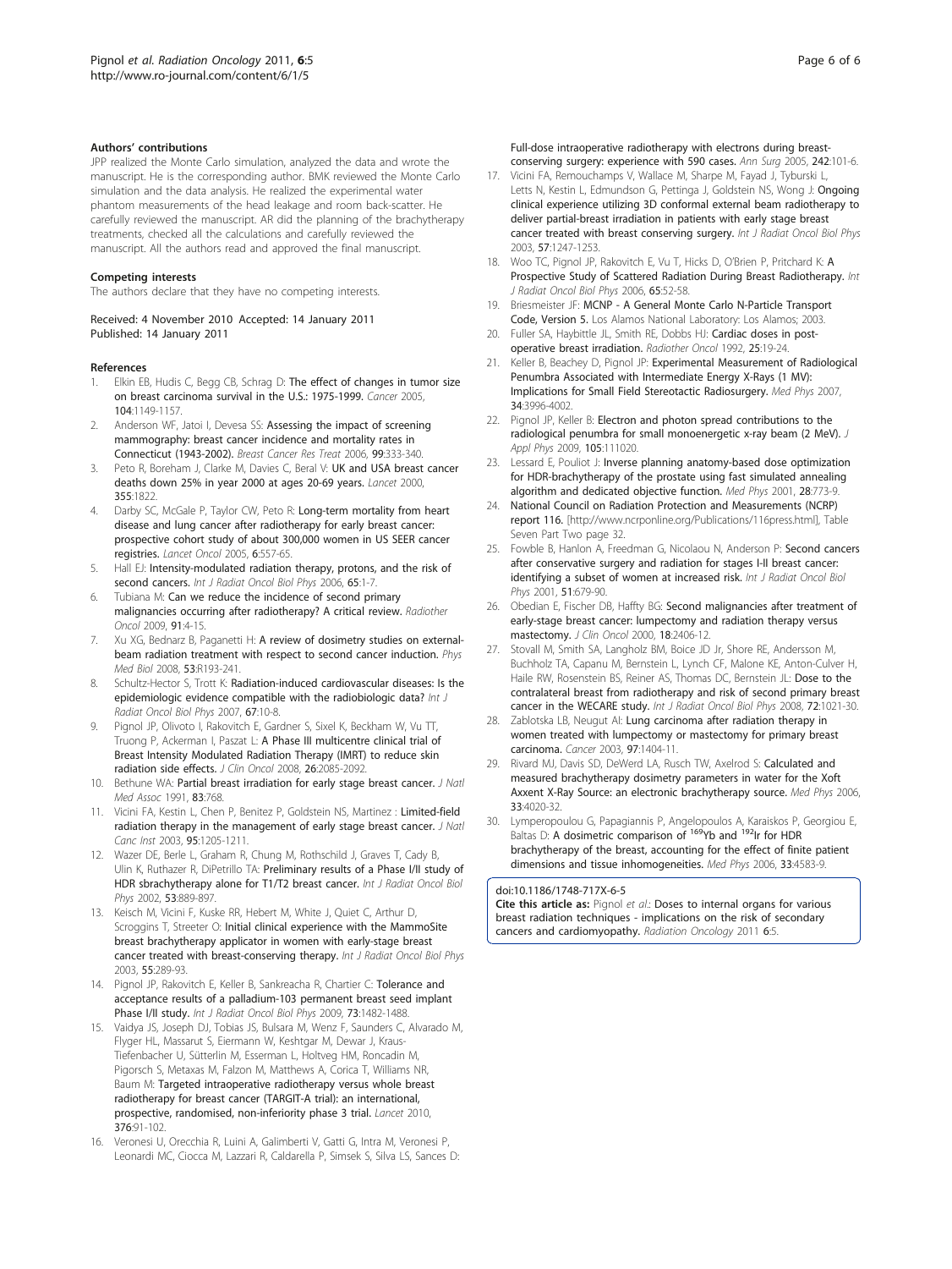#### Authors' contributions

JPP realized the Monte Carlo simulation, analyzed the data and wrote the manuscript. He is the corresponding author. BMK reviewed the Monte Carlo simulation and the data analysis. He realized the experimental water phantom measurements of the head leakage and room back-scatter. He carefully reviewed the manuscript. AR did the planning of the brachytherapy treatments, checked all the calculations and carefully reviewed the manuscript. All the authors read and approved the final manuscript.

#### Competing interests

The authors declare that they have no competing interests.

Received: 4 November 2010 Accepted: 14 January 2011
Published: 14 January 2011

#### References

1. Elkin EB, Hudis C, Begg CB, Schrag D: **The effect of changes in tumor size on breast carcinoma survival in the U.S.: 1975-1999.** *Cancer* 2005, **104**:1149-1157.
2. Anderson WF, Jatoi I, Devesa SS: **Assessing the impact of screening mammography: breast cancer incidence and mortality rates in Connecticut (1943-2002).** *Breast Cancer Res Treat* 2006, **99**:333-340.
3. Peto R, Boreham J, Clarke M, Davies C, Beral V: **UK and USA breast cancer deaths down 25% in year 2000 at ages 20-69 years.** *Lancet* 2000, **355**:1822.
4. Darby SC, McGale P, Taylor CW, Peto R: **Long-term mortality from heart disease and lung cancer after radiotherapy for early breast cancer: prospective cohort study of about 300,000 women in US SEER cancer registries.** *Lancet Oncol* 2005, **6**:557-65.
5. Hall EJ: **Intensity-modulated radiation therapy, protons, and the risk of second cancers.** *Int J Radiat Oncol Biol Phys* 2006, **65**:1-7.
6. Tubiana M: **Can we reduce the incidence of second primary malignancies occurring after radiotherapy? A critical review.** *Radiother Oncol* 2009, **91**:4-15.
7. Xu XG, Bednarz B, Paganetti H: **A review of dosimetry studies on external-beam radiation treatment with respect to second cancer induction.** *Phys Med Biol* 2008, **53**:R193-241.
8. Schultz-Hector S, Trott K: **Radiation-induced cardiovascular diseases: Is the epidemiologic evidence compatible with the radiobiologic data?** *Int J Radiat Oncol Biol Phys* 2007, **67**:10-8.
9. Pignol JP, Olivotto I, Rakovitch E, Gardner S, Sixel K, Beckham W, Vu TT, Truong P, Ackerman I, Paszat L: **A Phase III multicentre clinical trial of Breast Intensity Modulated Radiation Therapy (IMRT) to reduce skin radiation side effects.** *J Clin Oncol* 2008, **26**:2085-2092.
10. Bethune WA: **Partial breast irradiation for early stage breast cancer.** *J Natl Med Assoc* 1991, **83**:768.
11. Vicini FA, Kestin L, Chen P, Benitez P, Goldstein NS, Martinez : **Limited-field radiation therapy in the management of early stage breast cancer.** *J Natl Canc Inst* 2003, **95**:1205-1211.
12. Wazer DE, Berle L, Graham R, Chung M, Rothschild J, Graves T, Cady B, Ulin K, Ruthazer R, DiPetrillo TA: **Preliminary results of a Phase I/II study of HDR sbrachytherapy alone for T1/T2 breast cancer.** *Int J Radiat Oncol Biol Phys* 2002, **53**:889-897.
13. Keisch M, Vicini F, Kuske RR, Hebert M, White J, Quiet C, Arthur D, Scroggins T, Streeter O: **Initial clinical experience with the MammoSite breast brachytherapy applicator in women with early-stage breast cancer treated with breast-conserving therapy.** *Int J Radiat Oncol Biol Phys* 2003, **55**:289-93.
14. Pignol JP, Rakovitch E, Keller B, Sankreacha R, Chartier C: **Tolerance and acceptance results of a palladium-103 permanent breast seed implant Phase I/II study.** *Int J Radiat Oncol Biol Phys* 2009, **73**:1482-1488.
15. Vaidya JS, Joseph DJ, Tobias JS, Bulsara M, Wenz F, Saunders C, Alvarado M, Flyger HL, Massarut S, Eiermann W, Keshtgar M, Dewar J, Kraus-Tiefenbacher U, Sütterlin M, Esserman L, Holtveg HM, Roncadin M, Pigorsch S, Metaxas M, Falzon M, Matthews A, Corica T, Williams NR, Baum M: **Targeted intraoperative radiotherapy versus whole breast radiotherapy for breast cancer (TARGIT-A trial): an international, prospective, randomised, non-inferiority phase 3 trial.** *Lancet* 2010, **376**:91-102.
16. Veronesi U, Orecchia R, Luini A, Galimberti V, Gatti G, Intra M, Veronesi P, Leonardi MC, Ciocca M, Lazzari R, Caldarella P, Simsek S, Silva LS, Sances D: **Full-dose intraoperative radiotherapy with electrons during breast-conserving surgery: experience with 590 cases.** *Ann Surg* 2005, **242**:101-6.
17. Vicini FA, Remouchamps V, Wallace M, Sharpe M, Fayad J, Tyburski L, Letts N, Kestin L, Edmundson G, Pettinga J, Goldstein NS, Wong J: **Ongoing clinical experience utilizing 3D conformal external beam radiotherapy to deliver partial-breast irradiation in patients with early stage breast cancer treated with breast conserving surgery.** *Int J Radiat Oncol Biol Phys* 2003, **57**:1247-1253.
18. Woo TC, Pignol JP, Rakovitch E, Vu T, Hicks D, O'Brien P, Pritchard K: **A Prospective Study of Scattered Radiation During Breast Radiotherapy.** *Int J Radiat Oncol Biol Phys* 2006, **65**:52-58.
19. Briesmeister JF: **MCNP - A General Monte Carlo N-Particle Transport Code, Version 5.** Los Alamos National Laboratory: Los Alamos; 2003.
20. Fuller SA, Haybittle JL, Smith RE, Dobbs HJ: **Cardiac doses in post-operative breast irradiation.** *Radiother Oncol* 1992, **25**:19-24.
21. Keller B, Beachey D, Pignol JP: **Experimental Measurement of Radiological Penumbra Associated with Intermediate Energy X-Rays (1 MV): Implications for Small Field Stereotactic Radiosurgery.** *Med Phys* 2007, **34**:3996-4002.
22. Pignol JP, Keller B: **Electron and photon spread contributions to the radiological penumbra for small monoenergetic x-ray beam (2 MeV).** *J Appl Phys* 2009, **105**:111020.
23. Lessard E, Pouliot J: **Inverse planning anatomy-based dose optimization for HDR-brachytherapy of the prostate using fast simulated annealing algorithm and dedicated objective function.** *Med Phys* 2001, **28**:773-9.
24. National Council on Radiation Protection and Measurements (NCRP) **report 116.** [http://www.ncrponline.org/Publications/116press.html], Table Seven Part Two page 32.
25. Fowble B, Hanlon A, Freedman G, Nicolaou N, Anderson P: **Second cancers after conservative surgery and radiation for stages I-II breast cancer: identifying a subset of women at increased risk.** *Int J Radiat Oncol Biol Phys* 2001, **51**:679-90.
26. Obedian E, Fischer DB, Haffty BG: **Second malignancies after treatment of early-stage breast cancer: lumpectomy and radiation therapy versus mastectomy.** *J Clin Oncol* 2000, **18**:2406-12.
27. Stovall M, Smith SA, Langholz BM, Boice JD Jr, Shore RE, Andersson M, Buchholz TA, Capanu M, Bernstein L, Lynch CF, Malone KE, Anton-Culver H, Haile RW, Rosenstein BS, Reiner AS, Thomas DC, Bernstein JL: **Dose to the contralateral breast from radiotherapy and risk of second primary breast cancer in the WECARE study.** *Int J Radiat Oncol Biol Phys* 2008, **72**:1021-30.
28. Zablotska LB, Neugut AI: **Lung carcinoma after radiation therapy in women treated with lumpectomy or mastectomy for primary breast carcinoma.** *Cancer* 2003, **97**:1404-11.
29. Rivard MJ, Davis SD, DeWerd LA, Rusch TW, Axelrod S: **Calculated and measured brachytherapy dosimetry parameters in water for the Xoft Axxent X-Ray Source: an electronic brachytherapy source.** *Med Phys* 2006, **33**:4020-32.
30. Lymperopoulou G, Papagiannis P, Angelopoulos A, Karaiskos P, Georgiou E, Baltas D: **A dosimetric comparison of $^{169}$Yb and $^{192}$Ir for HDR brachytherapy of the breast, accounting for the effect of finite patient dimensions and tissue inhomogeneities.** *Med Phys* 2006, **33**:4583-9.

doi:10.1186/1748-717X-6-5

**Cite this article as:** Pignol *et al.*: Doses to internal organs for various breast radiation techniques - implications on the risk of secondary cancers and cardiomyopathy. *Radiation Oncology* 2011 **6**:5.